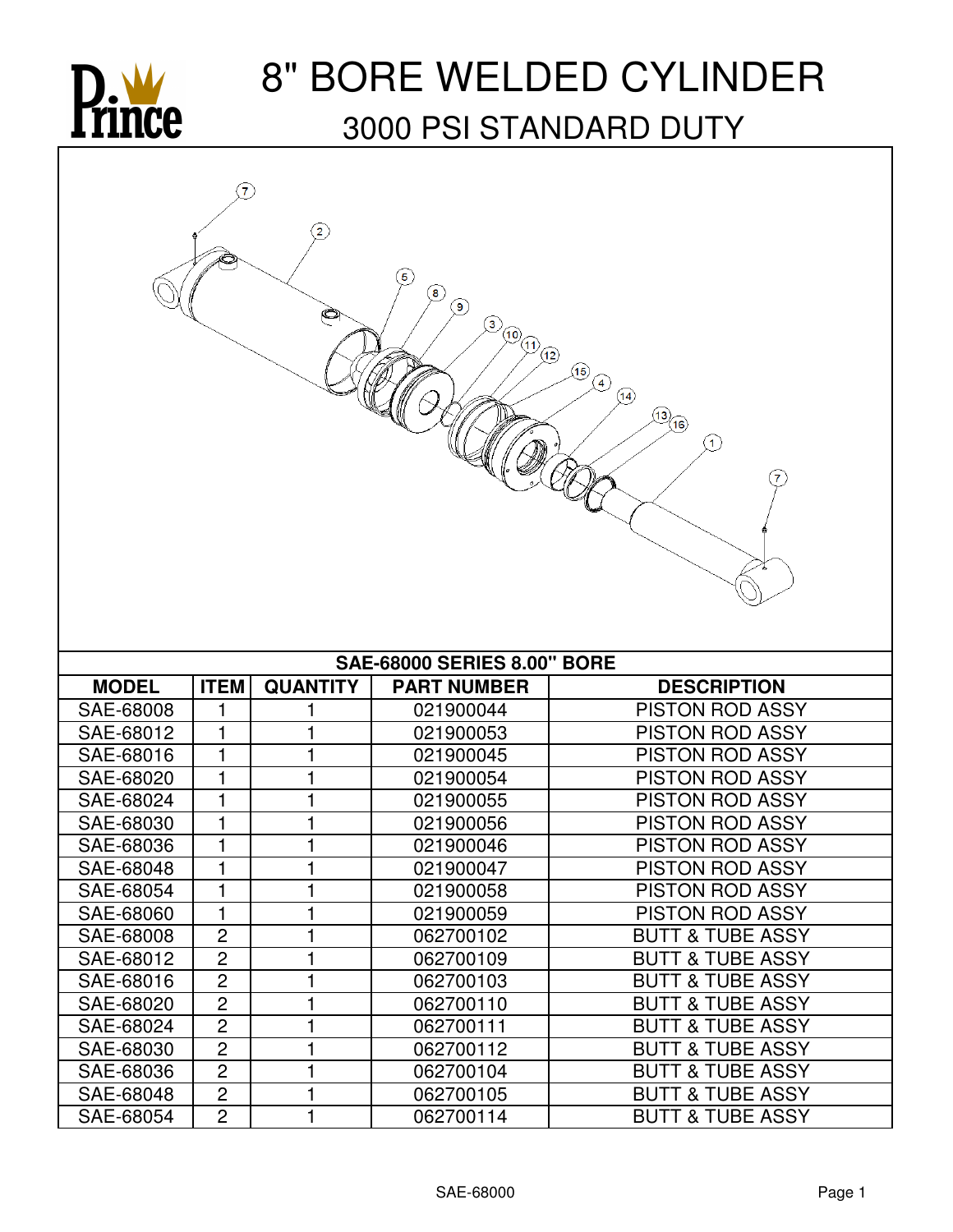# 8" BORE WELDED CYLINDER

## 3000 PSI STANDARD DUTY

| SAE-68000 SERIES 8.00" BORE | | | | |
|---|---|---|---|---|
| MODEL | ITEM | QUANTITY | PART NUMBER | DESCRIPTION |
| SAE-68008 | 1 | 1 | 021900044 | PISTON ROD ASSY |
| SAE-68012 | 1 | 1 | 021900053 | PISTON ROD ASSY |
| SAE-68016 | 1 | 1 | 021900045 | PISTON ROD ASSY |
| SAE-68020 | 1 | 1 | 021900054 | PISTON ROD ASSY |
| SAE-68024 | 1 | 1 | 021900055 | PISTON ROD ASSY |
| SAE-68030 | 1 | 1 | 021900056 | PISTON ROD ASSY |
| SAE-68036 | 1 | 1 | 021900046 | PISTON ROD ASSY |
| SAE-68048 | 1 | 1 | 021900047 | PISTON ROD ASSY |
| SAE-68054 | 1 | 1 | 021900058 | PISTON ROD ASSY |
| SAE-68060 | 1 | 1 | 021900059 | PISTON ROD ASSY |
| SAE-68008 | 2 | 1 | 062700102 | BUTT & TUBE ASSY |
| SAE-68012 | 2 | 1 | 062700109 | BUTT & TUBE ASSY |
| SAE-68016 | 2 | 1 | 062700103 | BUTT & TUBE ASSY |
| SAE-68020 | 2 | 1 | 062700110 | BUTT & TUBE ASSY |
| SAE-68024 | 2 | 1 | 062700111 | BUTT & TUBE ASSY |
| SAE-68030 | 2 | 1 | 062700112 | BUTT & TUBE ASSY |
| SAE-68036 | 2 | 1 | 062700104 | BUTT & TUBE ASSY |
| SAE-68048 | 2 | 1 | 062700105 | BUTT & TUBE ASSY |
| SAE-68054 | 2 | 1 | 062700114 | BUTT & TUBE ASSY |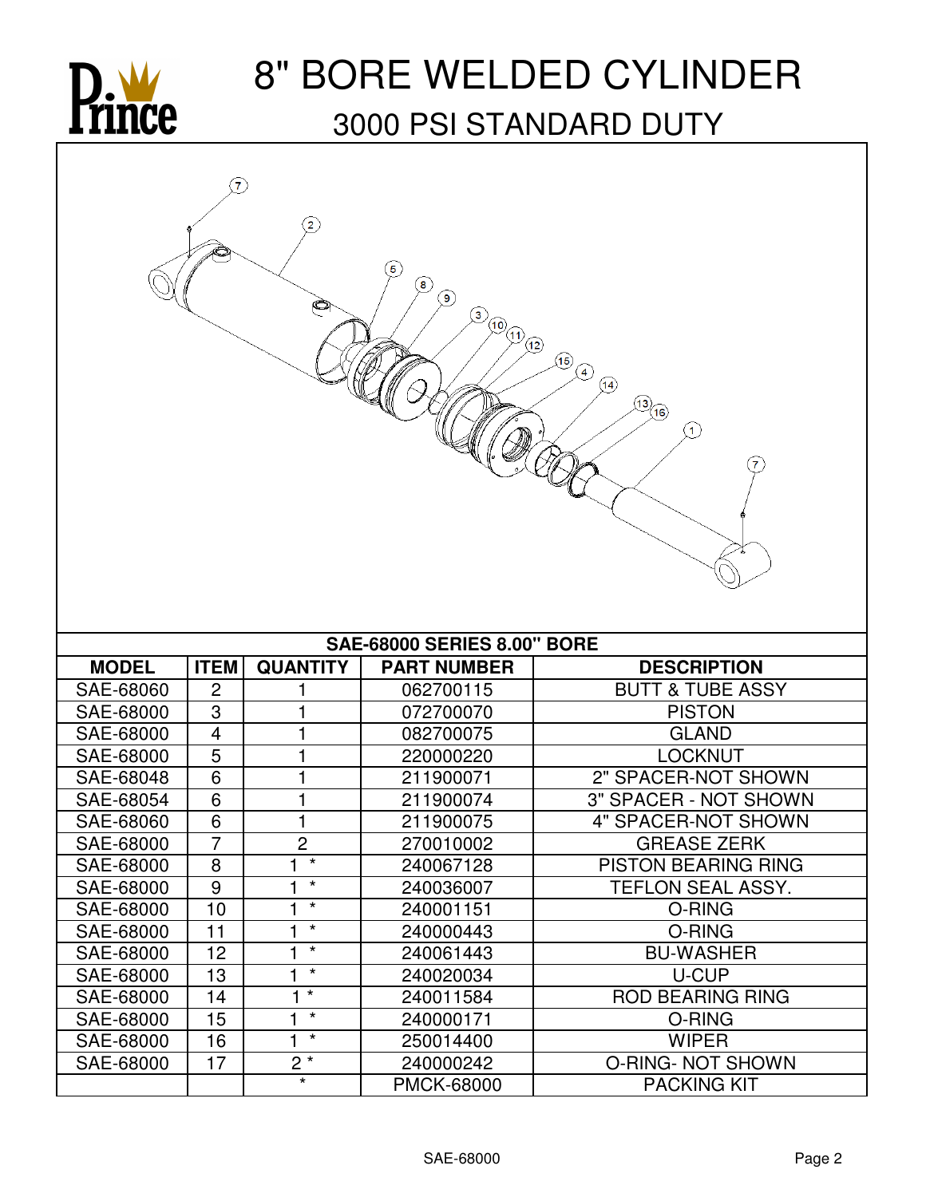# 8" BORE WELDED CYLINDER

## 3000 PSI STANDARD DUTY

| SAE-68000 SERIES 8.00" BORE | | | | |
|---|---|---|---|---|
| **MODEL** | **ITEM** | **QUANTITY** | **PART NUMBER** | **DESCRIPTION** |
| SAE-68060 | 2 | 1 | 062700115 | BUTT & TUBE ASSY |
| SAE-68000 | 3 | 1 | 072700070 | PISTON |
| SAE-68000 | 4 | 1 | 082700075 | GLAND |
| SAE-68000 | 5 | 1 | 220000220 | LOCKNUT |
| SAE-68048 | 6 | 1 | 211900071 | 2" SPACER-NOT SHOWN |
| SAE-68054 | 6 | 1 | 211900074 | 3" SPACER - NOT SHOWN |
| SAE-68060 | 6 | 1 | 211900075 | 4" SPACER-NOT SHOWN |
| SAE-68000 | 7 | 2 | 270010002 | GREASE ZERK |
| SAE-68000 | 8 | 1 * | 240067128 | PISTON BEARING RING |
| SAE-68000 | 9 | 1 * | 240036007 | TEFLON SEAL ASSY. |
| SAE-68000 | 10 | 1 * | 240001151 | O-RING |
| SAE-68000 | 11 | 1 * | 240000443 | O-RING |
| SAE-68000 | 12 | 1 * | 240061443 | BU-WASHER |
| SAE-68000 | 13 | 1 * | 240020034 | U-CUP |
| SAE-68000 | 14 | 1 * | 240011584 | ROD BEARING RING |
| SAE-68000 | 15 | 1 * | 240000171 | O-RING |
| SAE-68000 | 16 | 1 * | 250014400 | WIPER |
| SAE-68000 | 17 | 2 * | 240000242 | O-RING- NOT SHOWN |
| | | * | PMCK-68000 | PACKING KIT |